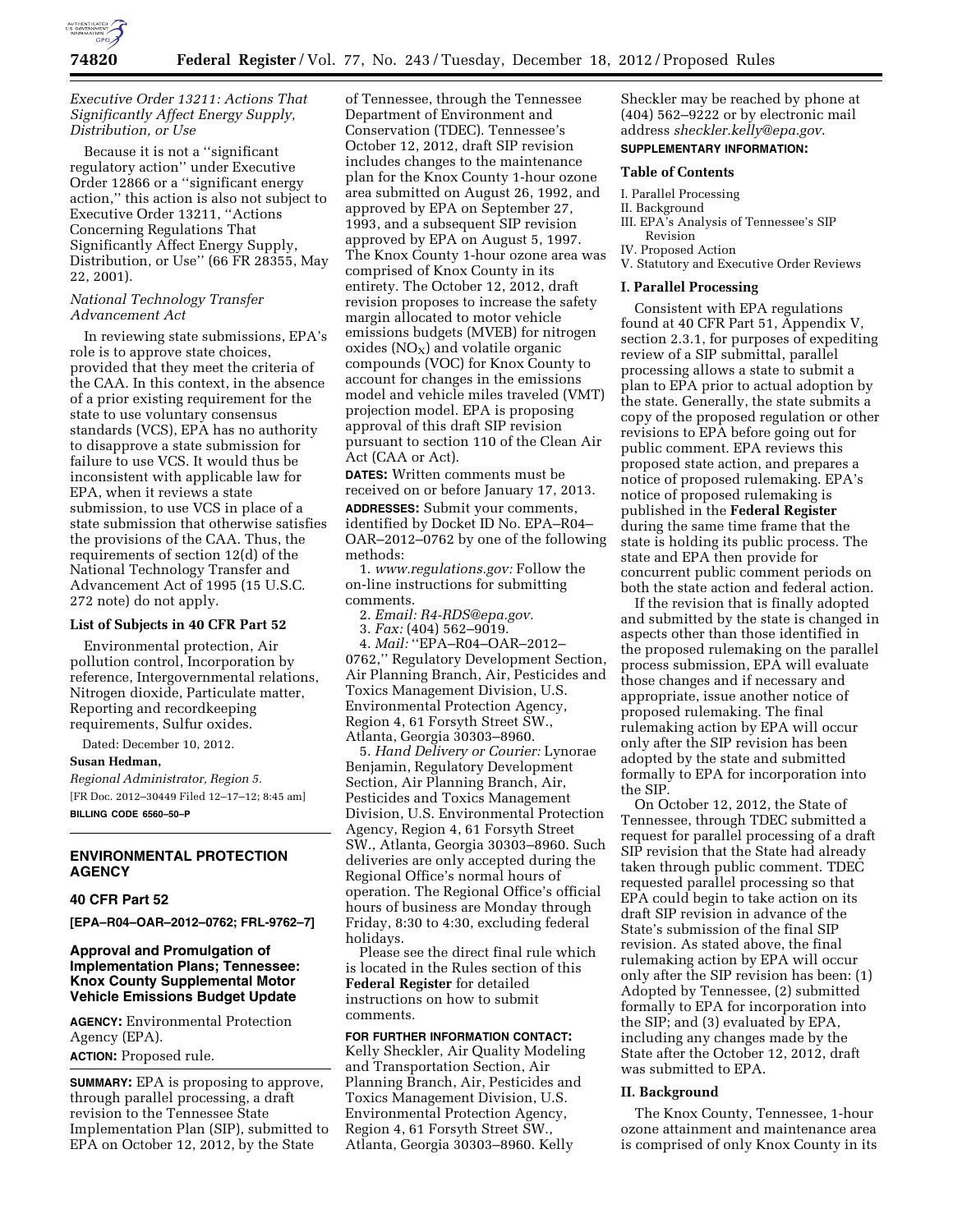### *Executive Order 13211: Actions That Significantly Affect Energy Supply, Distribution, or Use*

Because it is not a ''significant regulatory action'' under Executive Order 12866 or a ''significant energy action,'' this action is also not subject to Executive Order 13211, ''Actions Concerning Regulations That Significantly Affect Energy Supply, Distribution, or Use'' (66 FR 28355, May 22, 2001).

### *National Technology Transfer Advancement Act*

In reviewing state submissions, EPA's role is to approve state choices, provided that they meet the criteria of the CAA. In this context, in the absence of a prior existing requirement for the state to use voluntary consensus standards (VCS), EPA has no authority to disapprove a state submission for failure to use VCS. It would thus be inconsistent with applicable law for EPA, when it reviews a state submission, to use VCS in place of a state submission that otherwise satisfies the provisions of the CAA. Thus, the requirements of section 12(d) of the National Technology Transfer and Advancement Act of 1995 (15 U.S.C. 272 note) do not apply.

### List of Subjects in 40 CFR Part 52

Environmental protection, Air pollution control, Incorporation by reference, Intergovernmental relations, Nitrogen dioxide, Particulate matter, Reporting and recordkeeping requirements, Sulfur oxides.

Dated: December 10, 2012.

**Susan Hedman,**

*Regional Administrator, Region 5.*

[FR Doc. 2012–30449 Filed 12–17–12; 8:45 am]

**BILLING CODE 6560–50–P**

---

## ENVIRONMENTAL PROTECTION AGENCY

### 40 CFR Part 52

**[EPA–R04–OAR–2012–0762; FRL-9762–7]**

### Approval and Promulgation of Implementation Plans; Tennessee: Knox County Supplemental Motor Vehicle Emissions Budget Update

**AGENCY:** Environmental Protection Agency (EPA).

**ACTION:** Proposed rule.

**SUMMARY:** EPA is proposing to approve, through parallel processing, a draft revision to the Tennessee State Implementation Plan (SIP), submitted to EPA on October 12, 2012, by the State of Tennessee, through the Tennessee Department of Environment and Conservation (TDEC). Tennessee's October 12, 2012, draft SIP revision includes changes to the maintenance plan for the Knox County 1-hour ozone area submitted on August 26, 1992, and approved by EPA on September 27, 1993, and a subsequent SIP revision approved by EPA on August 5, 1997. The Knox County 1-hour ozone area was comprised of Knox County in its entirety. The October 12, 2012, draft revision proposes to increase the safety margin allocated to motor vehicle emissions budgets (MVEB) for nitrogen oxides ($NO_X$) and volatile organic compounds (VOC) for Knox County to account for changes in the emissions model and vehicle miles traveled (VMT) projection model. EPA is proposing approval of this draft SIP revision pursuant to section 110 of the Clean Air Act (CAA or Act).

**DATES:** Written comments must be received on or before January 17, 2013.

**ADDRESSES:** Submit your comments, identified by Docket ID No. EPA–R04–OAR–2012–0762 by one of the following methods:

1. *www.regulations.gov:* Follow the on-line instructions for submitting comments.
2. *Email: R4-RDS@epa.gov.*
3. *Fax:* (404) 562–9019.
4. *Mail:* ''EPA–R04–OAR–2012–0762,'' Regulatory Development Section, Air Planning Branch, Air, Pesticides and Toxics Management Division, U.S. Environmental Protection Agency, Region 4, 61 Forsyth Street SW., Atlanta, Georgia 30303–8960.
5. *Hand Delivery or Courier:* Lynorae Benjamin, Regulatory Development Section, Air Planning Branch, Air, Pesticides and Toxics Management Division, U.S. Environmental Protection Agency, Region 4, 61 Forsyth Street SW., Atlanta, Georgia 30303–8960. Such deliveries are only accepted during the Regional Office's normal hours of operation. The Regional Office's official hours of business are Monday through Friday, 8:30 to 4:30, excluding federal holidays.

Please see the direct final rule which is located in the Rules section of this **Federal Register** for detailed instructions on how to submit comments.

**FOR FURTHER INFORMATION CONTACT:** Kelly Sheckler, Air Quality Modeling and Transportation Section, Air Planning Branch, Air, Pesticides and Toxics Management Division, U.S. Environmental Protection Agency, Region 4, 61 Forsyth Street SW., Atlanta, Georgia 30303–8960. Kelly Sheckler may be reached by phone at (404) 562–9222 or by electronic mail address *sheckler.kelly@epa.gov.*

**SUPPLEMENTARY INFORMATION:**

### Table of Contents

I. Parallel Processing
II. Background
III. EPA's Analysis of Tennessee's SIP Revision
IV. Proposed Action
V. Statutory and Executive Order Reviews

### I. Parallel Processing

Consistent with EPA regulations found at 40 CFR Part 51, Appendix V, section 2.3.1, for purposes of expediting review of a SIP submittal, parallel processing allows a state to submit a plan to EPA prior to actual adoption by the state. Generally, the state submits a copy of the proposed regulation or other revisions to EPA before going out for public comment. EPA reviews this proposed state action, and prepares a notice of proposed rulemaking. EPA's notice of proposed rulemaking is published in the **Federal Register** during the same time frame that the state is holding its public process. The state and EPA then provide for concurrent public comment periods on both the state action and federal action.

If the revision that is finally adopted and submitted by the state is changed in aspects other than those identified in the proposed rulemaking on the parallel process submission, EPA will evaluate those changes and if necessary and appropriate, issue another notice of proposed rulemaking. The final rulemaking action by EPA will occur only after the SIP revision has been adopted by the state and submitted formally to EPA for incorporation into the SIP.

On October 12, 2012, the State of Tennessee, through TDEC submitted a request for parallel processing of a draft SIP revision that the State had already taken through public comment. TDEC requested parallel processing so that EPA could begin to take action on its draft SIP revision in advance of the State's submission of the final SIP revision. As stated above, the final rulemaking action by EPA will occur only after the SIP revision has been: (1) Adopted by Tennessee, (2) submitted formally to EPA for incorporation into the SIP; and (3) evaluated by EPA, including any changes made by the State after the October 12, 2012, draft was submitted to EPA.

### II. Background

The Knox County, Tennessee, 1-hour ozone attainment and maintenance area is comprised of only Knox County in its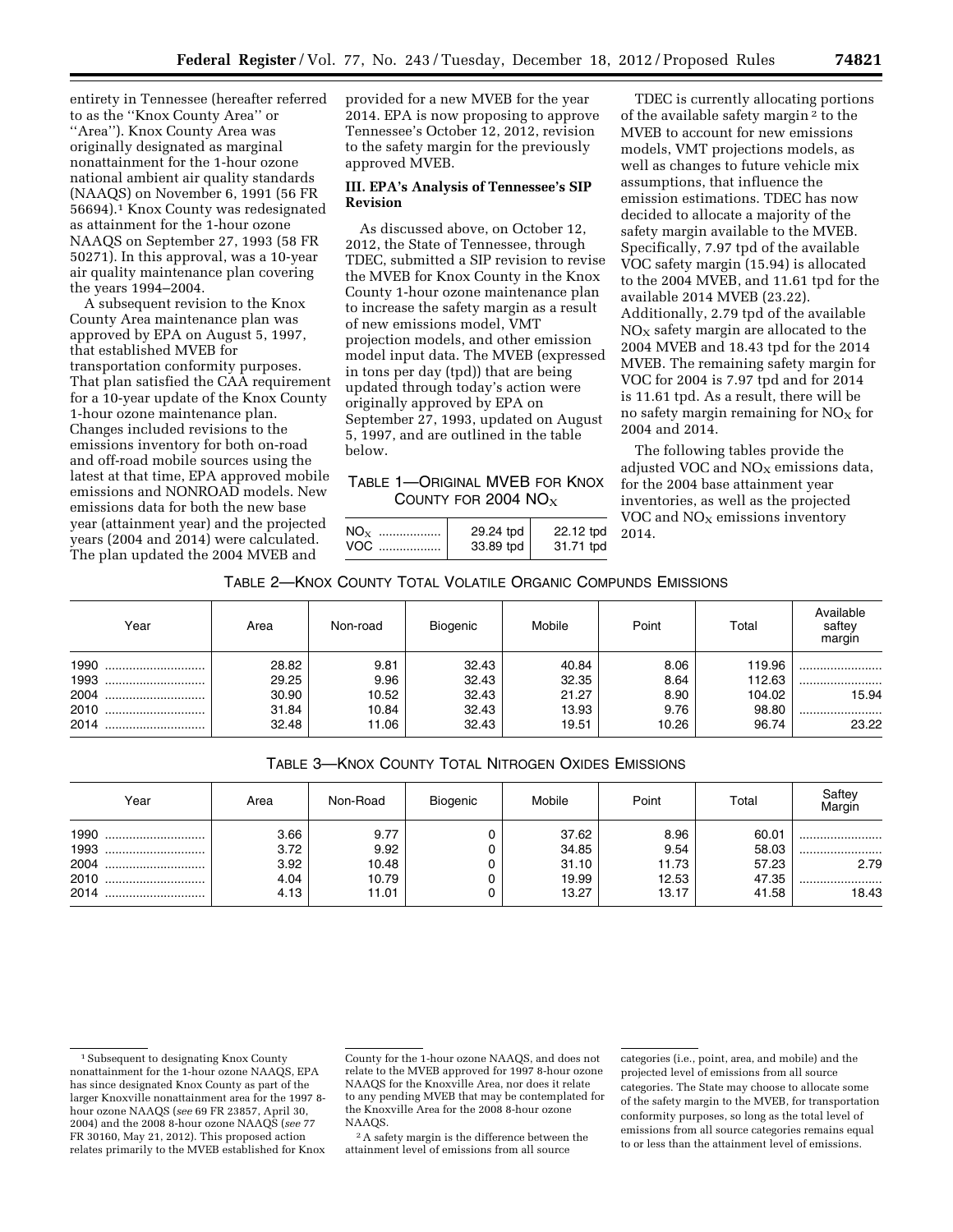entirety in Tennessee (hereafter referred to as the ''Knox County Area'' or ''Area''). Knox County Area was originally designated as marginal nonattainment for the 1-hour ozone national ambient air quality standards (NAAQS) on November 6, 1991 (56 FR 56694).[1] Knox County was redesignated as attainment for the 1-hour ozone NAAQS on September 27, 1993 (58 FR 50271). In this approval, was a 10-year air quality maintenance plan covering the years 1994–2004.

A subsequent revision to the Knox County Area maintenance plan was approved by EPA on August 5, 1997, that established MVEB for transportation conformity purposes. That plan satisfied the CAA requirement for a 10-year update of the Knox County 1-hour ozone maintenance plan. Changes included revisions to the emissions inventory for both on-road and off-road mobile sources using the latest at that time, EPA approved mobile emissions and NONROAD models. New emissions data for both the new base year (attainment year) and the projected years (2004 and 2014) were calculated. The plan updated the 2004 MVEB and provided for a new MVEB for the year 2014. EPA is now proposing to approve Tennessee's October 12, 2012, revision to the safety margin for the previously approved MVEB.

## III. EPA's Analysis of Tennessee's SIP Revision

As discussed above, on October 12, 2012, the State of Tennessee, through TDEC, submitted a SIP revision to revise the MVEB for Knox County in the Knox County 1-hour ozone maintenance plan to increase the safety margin as a result of new emissions model, VMT projection models, and other emission model input data. The MVEB (expressed in tons per day (tpd)) that are being updated through today's action were originally approved by EPA on September 27, 1993, updated on August 5, 1997, and are outlined in the table below.

TABLE 1—ORIGINAL MVEB FOR KNOX COUNTY FOR 2004 $NO_X$

| | | |
|---|---|---|
| $NO_X$ | 29.24 tpd | 22.12 tpd |
| VOC | 33.89 tpd | 31.71 tpd |

TDEC is currently allocating portions of the available safety margin[2] to the MVEB to account for new emissions models, VMT projections models, as well as changes to future vehicle mix assumptions, that influence the emission estimations. TDEC has now decided to allocate a majority of the safety margin available to the MVEB. Specifically, 7.97 tpd of the available VOC safety margin (15.94) is allocated to the 2004 MVEB, and 11.61 tpd for the available 2014 MVEB (23.22). Additionally, 2.79 tpd of the available $NO_X$ safety margin are allocated to the 2004 MVEB and 18.43 tpd for the 2014 MVEB. The remaining safety margin for VOC for 2004 is 7.97 tpd and for 2014 is 11.61 tpd. As a result, there will be no safety margin remaining for $NO_X$ for 2004 and 2014.

The following tables provide the adjusted VOC and $NO_X$ emissions data, for the 2004 base attainment year inventories, as well as the projected VOC and $NO_X$ emissions inventory 2014.

TABLE 2—KNOX COUNTY TOTAL VOLATILE ORGANIC COMPUNDS EMISSIONS

| Year | Area | Non-road | Biogenic | Mobile | Point | Total | Available saftey margin |
|---|---|---|---|---|---|---|---|
| 1990 | 28.82 | 9.81 | 32.43 | 40.84 | 8.06 | 119.96 | |
| 1993 | 29.25 | 9.96 | 32.43 | 32.35 | 8.64 | 112.63 | |
| 2004 | 30.90 | 10.52 | 32.43 | 21.27 | 8.90 | 104.02 | 15.94 |
| 2010 | 31.84 | 10.84 | 32.43 | 13.93 | 9.76 | 98.80 | |
| 2014 | 32.48 | 11.06 | 32.43 | 19.51 | 10.26 | 96.74 | 23.22 |

TABLE 3—KNOX COUNTY TOTAL NITROGEN OXIDES EMISSIONS

| Year | Area | Non-Road | Biogenic | Mobile | Point | Total | Saftey Margin |
|---|---|---|---|---|---|---|---|
| 1990 | 3.66 | 9.77 | 0 | 37.62 | 8.96 | 60.01 | |
| 1993 | 3.72 | 9.92 | 0 | 34.85 | 9.54 | 58.03 | |
| 2004 | 3.92 | 10.48 | 0 | 31.10 | 11.73 | 57.23 | 2.79 |
| 2010 | 4.04 | 10.79 | 0 | 19.99 | 12.53 | 47.35 | |
| 2014 | 4.13 | 11.01 | 0 | 13.27 | 13.17 | 41.58 | 18.43 |

[1] Subsequent to designating Knox County nonattainment for the 1-hour ozone NAAQS, EPA has since designated Knox County as part of the larger Knoxville nonattainment area for the 1997 8-hour ozone NAAQS (*see* 69 FR 23857, April 30, 2004) and the 2008 8-hour ozone NAAQS (*see* 77 FR 30160, May 21, 2012). This proposed action relates primarily to the MVEB established for Knox County for the 1-hour ozone NAAQS, and does not relate to the MVEB approved for 1997 8-hour ozone NAAQS for the Knoxville Area, nor does it relate to any pending MVEB that may be contemplated for the Knoxville Area for the 2008 8-hour ozone NAAQS.

[2] A safety margin is the difference between the attainment level of emissions from all source categories (i.e., point, area, and mobile) and the projected level of emissions from all source categories. The State may choose to allocate some of the safety margin to the MVEB, for transportation conformity purposes, so long as the total level of emissions from all source categories remains equal to or less than the attainment level of emissions.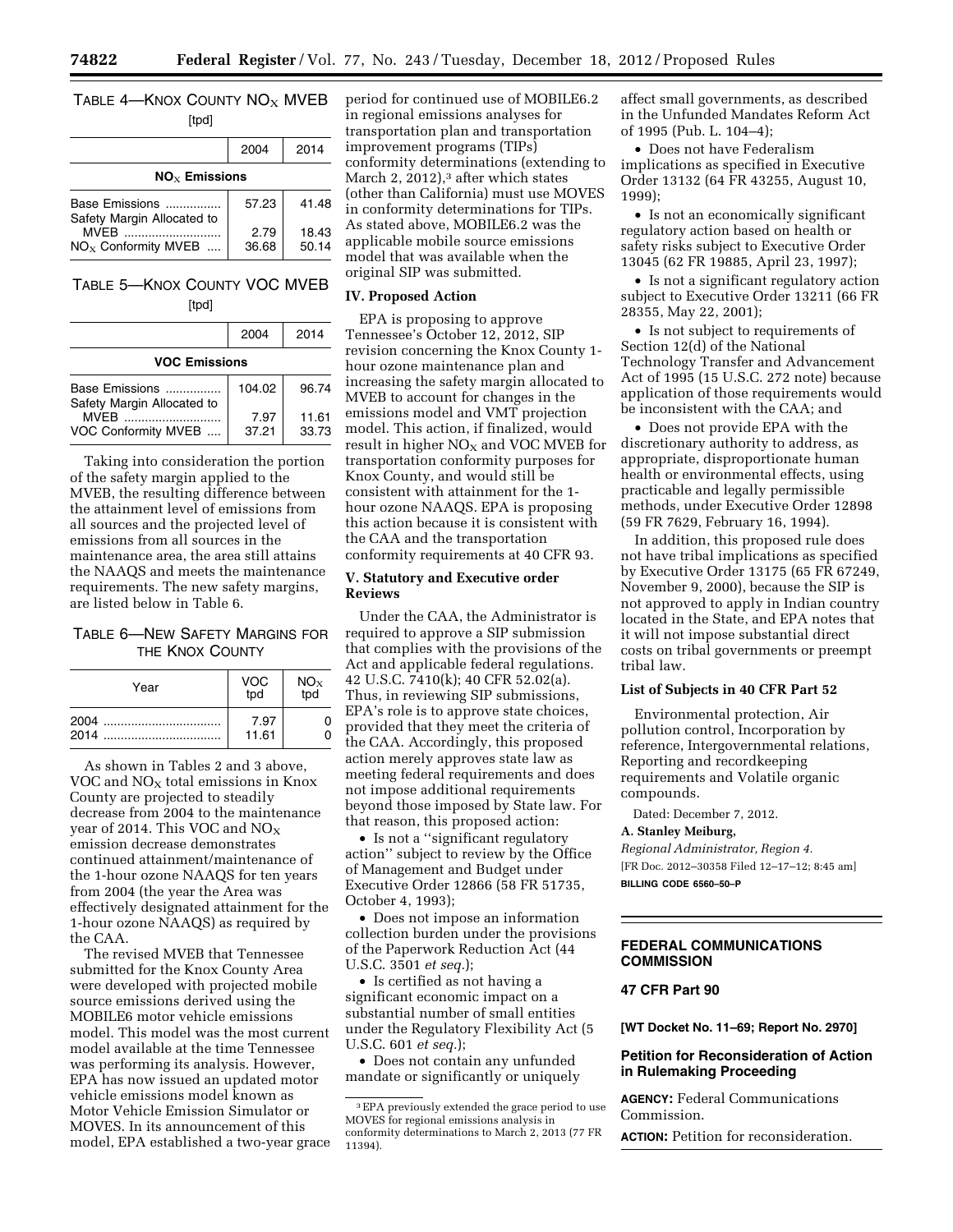TABLE 4—KNOX COUNTY $NO_X$ MVEB

[tpd]

| | 2004 | 2014 |
|---|---|---|
| **$NO_X$ Emissions** | | |
| Base Emissions | 57.23 | 41.48 |
| Safety Margin Allocated to MVEB | 2.79 | 18.43 |
| $NO_X$ Conformity MVEB | 36.68 | 50.14 |

TABLE 5—KNOX COUNTY VOC MVEB

[tpd]

| | 2004 | 2014 |
|---|---|---|
| **VOC Emissions** | | |
| Base Emissions | 104.02 | 96.74 |
| Safety Margin Allocated to MVEB | 7.97 | 11.61 |
| VOC Conformity MVEB | 37.21 | 33.73 |

Taking into consideration the portion of the safety margin applied to the MVEB, the resulting difference between the attainment level of emissions from all sources and the projected level of emissions from all sources in the maintenance area, the area still attains the NAAQS and meets the maintenance requirements. The new safety margins, are listed below in Table 6.

TABLE 6—NEW SAFETY MARGINS FOR THE KNOX COUNTY

| Year | VOC tpd | $NO_X$ tpd |
|---|---|---|
| 2004 | 7.97 | 0 |
| 2014 | 11.61 | 0 |

As shown in Tables 2 and 3 above, VOC and $NO_X$ total emissions in Knox County are projected to steadily decrease from 2004 to the maintenance year of 2014. This VOC and $NO_X$ emission decrease demonstrates continued attainment/maintenance of the 1-hour ozone NAAQS for ten years from 2004 (the year the Area was effectively designated attainment for the 1-hour ozone NAAQS) as required by the CAA.

The revised MVEB that Tennessee submitted for the Knox County Area were developed with projected mobile source emissions derived using the MOBILE6 motor vehicle emissions model. This model was the most current model available at the time Tennessee was performing its analysis. However, EPA has now issued an updated motor vehicle emissions model known as Motor Vehicle Emission Simulator or MOVES. In its announcement of this model, EPA established a two-year grace period for continued use of MOBILE6.2 in regional emissions analyses for transportation plan and transportation improvement programs (TIPs) conformity determinations (extending to March 2, 2012),[3] after which states (other than California) must use MOVES in conformity determinations for TIPs. As stated above, MOBILE6.2 was the applicable mobile source emissions model that was available when the original SIP was submitted.

## IV. Proposed Action

EPA is proposing to approve Tennessee's October 12, 2012, SIP revision concerning the Knox County 1-hour ozone maintenance plan and increasing the safety margin allocated to MVEB to account for changes in the emissions model and VMT projection model. This action, if finalized, would result in higher $NO_X$ and VOC MVEB for transportation conformity purposes for Knox County, and would still be consistent with attainment for the 1-hour ozone NAAQS. EPA is proposing this action because it is consistent with the CAA and the transportation conformity requirements at 40 CFR 93.

## V. Statutory and Executive order Reviews

Under the CAA, the Administrator is required to approve a SIP submission that complies with the provisions of the Act and applicable federal regulations. 42 U.S.C. 7410(k); 40 CFR 52.02(a). Thus, in reviewing SIP submissions, EPA's role is to approve state choices, provided that they meet the criteria of the CAA. Accordingly, this proposed action merely approves state law as meeting federal requirements and does not impose additional requirements beyond those imposed by State law. For that reason, this proposed action:

- Is not a ''significant regulatory action'' subject to review by the Office of Management and Budget under Executive Order 12866 (58 FR 51735, October 4, 1993);
- Does not impose an information collection burden under the provisions of the Paperwork Reduction Act (44 U.S.C. 3501 *et seq.*);
- Is certified as not having a significant economic impact on a substantial number of small entities under the Regulatory Flexibility Act (5 U.S.C. 601 *et seq.*);
- Does not contain any unfunded mandate or significantly or uniquely affect small governments, as described in the Unfunded Mandates Reform Act of 1995 (Pub. L. 104–4);
- Does not have Federalism implications as specified in Executive Order 13132 (64 FR 43255, August 10, 1999);
- Is not an economically significant regulatory action based on health or safety risks subject to Executive Order 13045 (62 FR 19885, April 23, 1997);
- Is not a significant regulatory action subject to Executive Order 13211 (66 FR 28355, May 22, 2001);
- Is not subject to requirements of Section 12(d) of the National Technology Transfer and Advancement Act of 1995 (15 U.S.C. 272 note) because application of those requirements would be inconsistent with the CAA; and
- Does not provide EPA with the discretionary authority to address, as appropriate, disproportionate human health or environmental effects, using practicable and legally permissible methods, under Executive Order 12898 (59 FR 7629, February 16, 1994).

In addition, this proposed rule does not have tribal implications as specified by Executive Order 13175 (65 FR 67249, November 9, 2000), because the SIP is not approved to apply in Indian country located in the State, and EPA notes that it will not impose substantial direct costs on tribal governments or preempt tribal law.

### List of Subjects in 40 CFR Part 52

Environmental protection, Air pollution control, Incorporation by reference, Intergovernmental relations, Reporting and recordkeeping requirements and Volatile organic compounds.

Dated: December 7, 2012.

**A. Stanley Meiburg,**

*Regional Administrator, Region 4.*

[FR Doc. 2012–30358 Filed 12–17–12; 8:45 am]

**BILLING CODE 6560–50–P**

[3] EPA previously extended the grace period to use MOVES for regional emissions analysis in conformity determinations to March 2, 2013 (77 FR 11394).

---

## FEDERAL COMMUNICATIONS COMMISSION

## 47 CFR Part 90

**[WT Docket No. 11–69; Report No. 2970]**

## Petition for Reconsideration of Action in Rulemaking Proceeding

**AGENCY:** Federal Communications Commission.

**ACTION:** Petition for reconsideration.